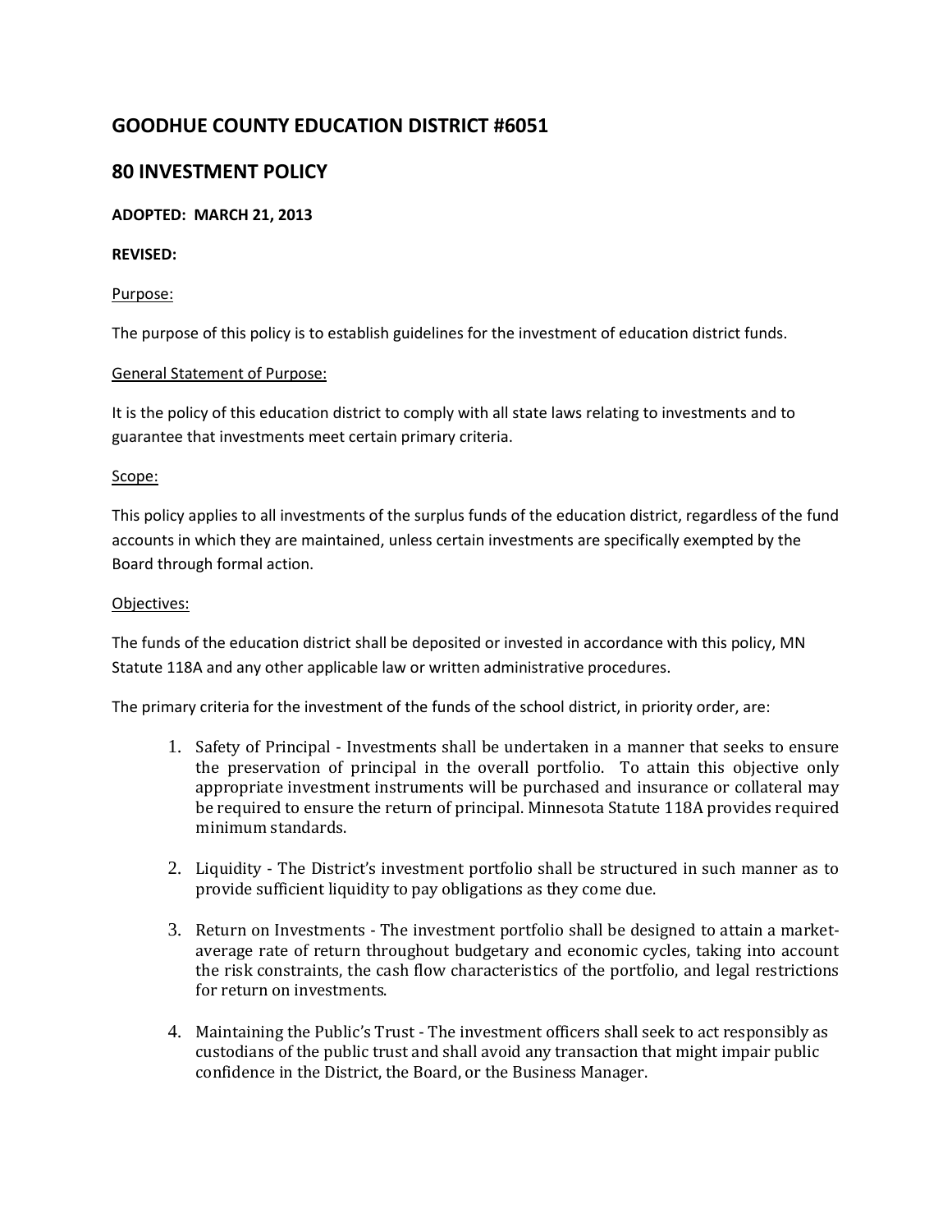# GOODHUE COUNTY EDUCATION DISTRICT #6051

## 80 INVESTMENT POLICY

**ADOPTED: MARCH 21, 2013**

**REVISED:**

Purpose:

The purpose of this policy is to establish guidelines for the investment of education district funds.

General Statement of Purpose:

It is the policy of this education district to comply with all state laws relating to investments and to guarantee that investments meet certain primary criteria.

Scope:

This policy applies to all investments of the surplus funds of the education district, regardless of the fund accounts in which they are maintained, unless certain investments are specifically exempted by the Board through formal action.

Objectives:

The funds of the education district shall be deposited or invested in accordance with this policy, MN Statute 118A and any other applicable law or written administrative procedures.

The primary criteria for the investment of the funds of the school district, in priority order, are:

1. Safety of Principal - Investments shall be undertaken in a manner that seeks to ensure the preservation of principal in the overall portfolio. To attain this objective only appropriate investment instruments will be purchased and insurance or collateral may be required to ensure the return of principal. Minnesota Statute 118A provides required minimum standards.

2. Liquidity - The District's investment portfolio shall be structured in such manner as to provide sufficient liquidity to pay obligations as they come due.

3. Return on Investments - The investment portfolio shall be designed to attain a market-average rate of return throughout budgetary and economic cycles, taking into account the risk constraints, the cash flow characteristics of the portfolio, and legal restrictions for return on investments.

4. Maintaining the Public's Trust - The investment officers shall seek to act responsibly as custodians of the public trust and shall avoid any transaction that might impair public confidence in the District, the Board, or the Business Manager.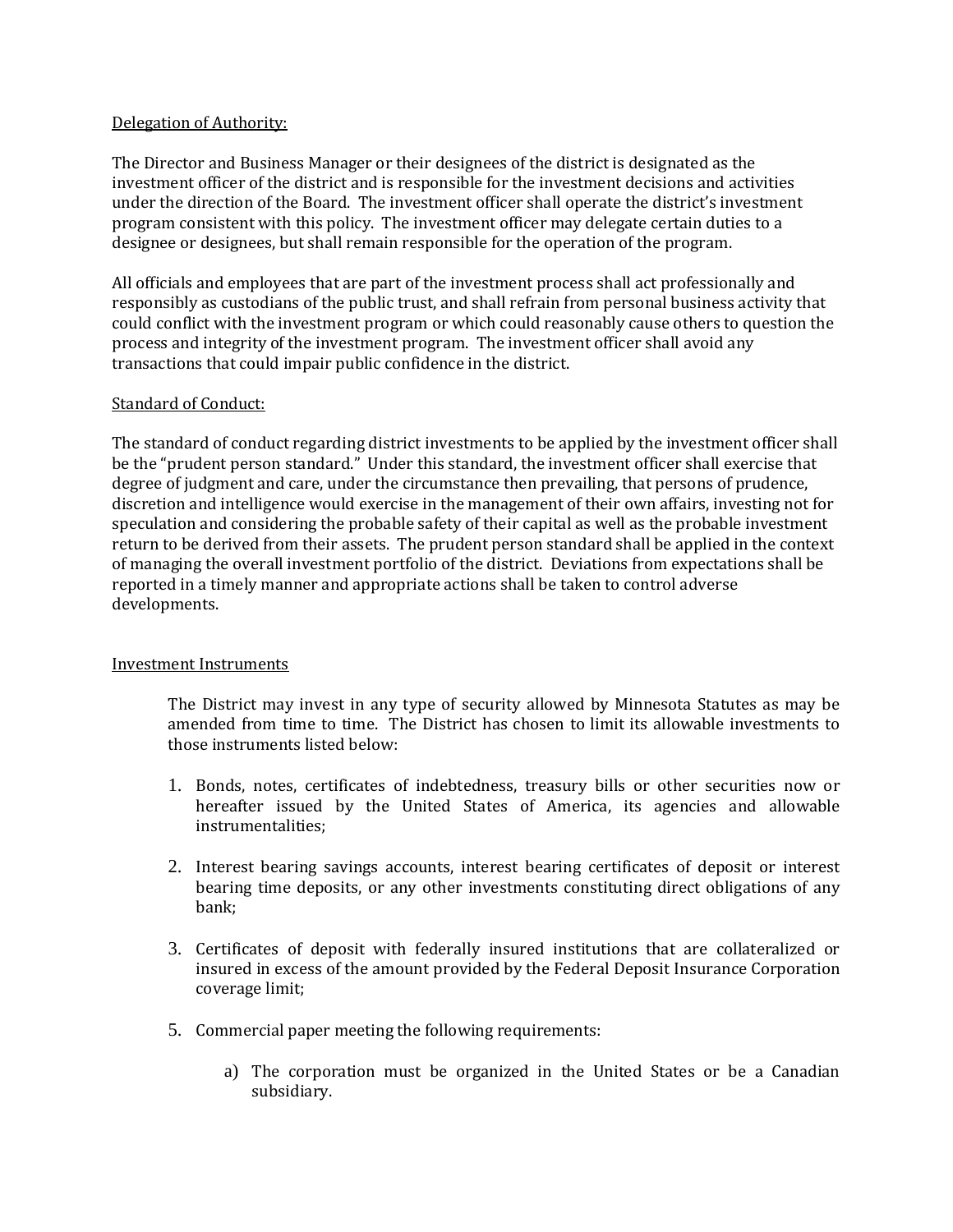Delegation of Authority:

The Director and Business Manager or their designees of the district is designated as the investment officer of the district and is responsible for the investment decisions and activities under the direction of the Board. The investment officer shall operate the district's investment program consistent with this policy. The investment officer may delegate certain duties to a designee or designees, but shall remain responsible for the operation of the program.

All officials and employees that are part of the investment process shall act professionally and responsibly as custodians of the public trust, and shall refrain from personal business activity that could conflict with the investment program or which could reasonably cause others to question the process and integrity of the investment program. The investment officer shall avoid any transactions that could impair public confidence in the district.

Standard of Conduct:

The standard of conduct regarding district investments to be applied by the investment officer shall be the "prudent person standard." Under this standard, the investment officer shall exercise that degree of judgment and care, under the circumstance then prevailing, that persons of prudence, discretion and intelligence would exercise in the management of their own affairs, investing not for speculation and considering the probable safety of their capital as well as the probable investment return to be derived from their assets. The prudent person standard shall be applied in the context of managing the overall investment portfolio of the district. Deviations from expectations shall be reported in a timely manner and appropriate actions shall be taken to control adverse developments.

Investment Instruments

The District may invest in any type of security allowed by Minnesota Statutes as may be amended from time to time. The District has chosen to limit its allowable investments to those instruments listed below:

1. Bonds, notes, certificates of indebtedness, treasury bills or other securities now or hereafter issued by the United States of America, its agencies and allowable instrumentalities;

2. Interest bearing savings accounts, interest bearing certificates of deposit or interest bearing time deposits, or any other investments constituting direct obligations of any bank;

3. Certificates of deposit with federally insured institutions that are collateralized or insured in excess of the amount provided by the Federal Deposit Insurance Corporation coverage limit;

5. Commercial paper meeting the following requirements:

   a) The corporation must be organized in the United States or be a Canadian subsidiary.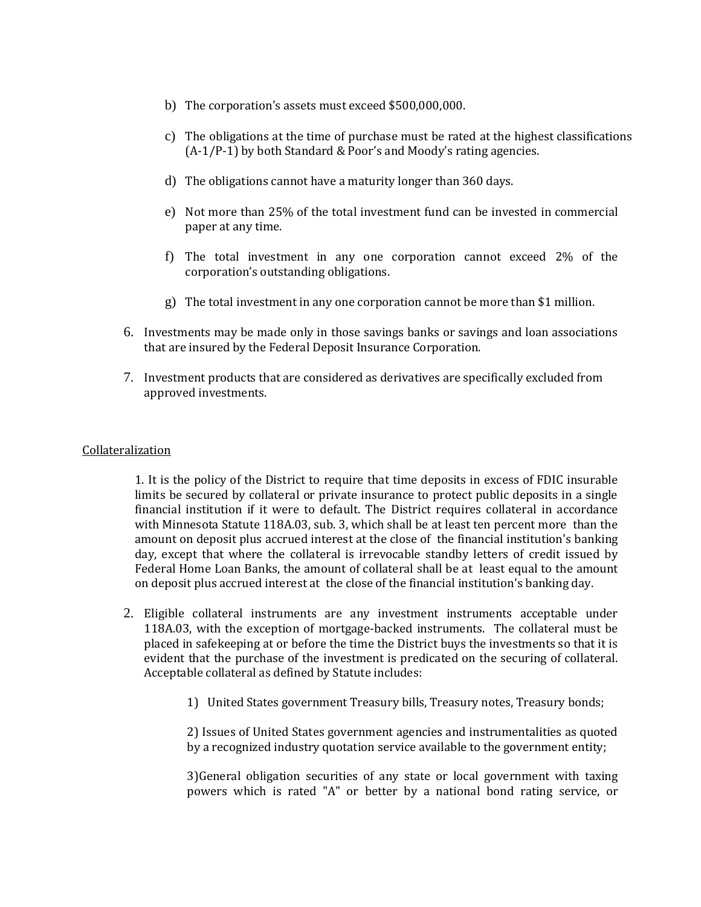b) The corporation's assets must exceed $500,000,000.

c) The obligations at the time of purchase must be rated at the highest classifications (A-1/P-1) by both Standard & Poor's and Moody's rating agencies.

d) The obligations cannot have a maturity longer than 360 days.

e) Not more than 25% of the total investment fund can be invested in commercial paper at any time.

f) The total investment in any one corporation cannot exceed 2% of the corporation's outstanding obligations.

g) The total investment in any one corporation cannot be more than $1 million.

6. Investments may be made only in those savings banks or savings and loan associations that are insured by the Federal Deposit Insurance Corporation.

7. Investment products that are considered as derivatives are specifically excluded from approved investments.

Collateralization

1. It is the policy of the District to require that time deposits in excess of FDIC insurable limits be secured by collateral or private insurance to protect public deposits in a single financial institution if it were to default. The District requires collateral in accordance with Minnesota Statute 118A.03, sub. 3, which shall be at least ten percent more than the amount on deposit plus accrued interest at the close of the financial institution's banking day, except that where the collateral is irrevocable standby letters of credit issued by Federal Home Loan Banks, the amount of collateral shall be at least equal to the amount on deposit plus accrued interest at the close of the financial institution's banking day.

2. Eligible collateral instruments are any investment instruments acceptable under 118A.03, with the exception of mortgage-backed instruments. The collateral must be placed in safekeeping at or before the time the District buys the investments so that it is evident that the purchase of the investment is predicated on the securing of collateral. Acceptable collateral as defined by Statute includes:

1) United States government Treasury bills, Treasury notes, Treasury bonds;

2) Issues of United States government agencies and instrumentalities as quoted by a recognized industry quotation service available to the government entity;

3)General obligation securities of any state or local government with taxing powers which is rated "A" or better by a national bond rating service, or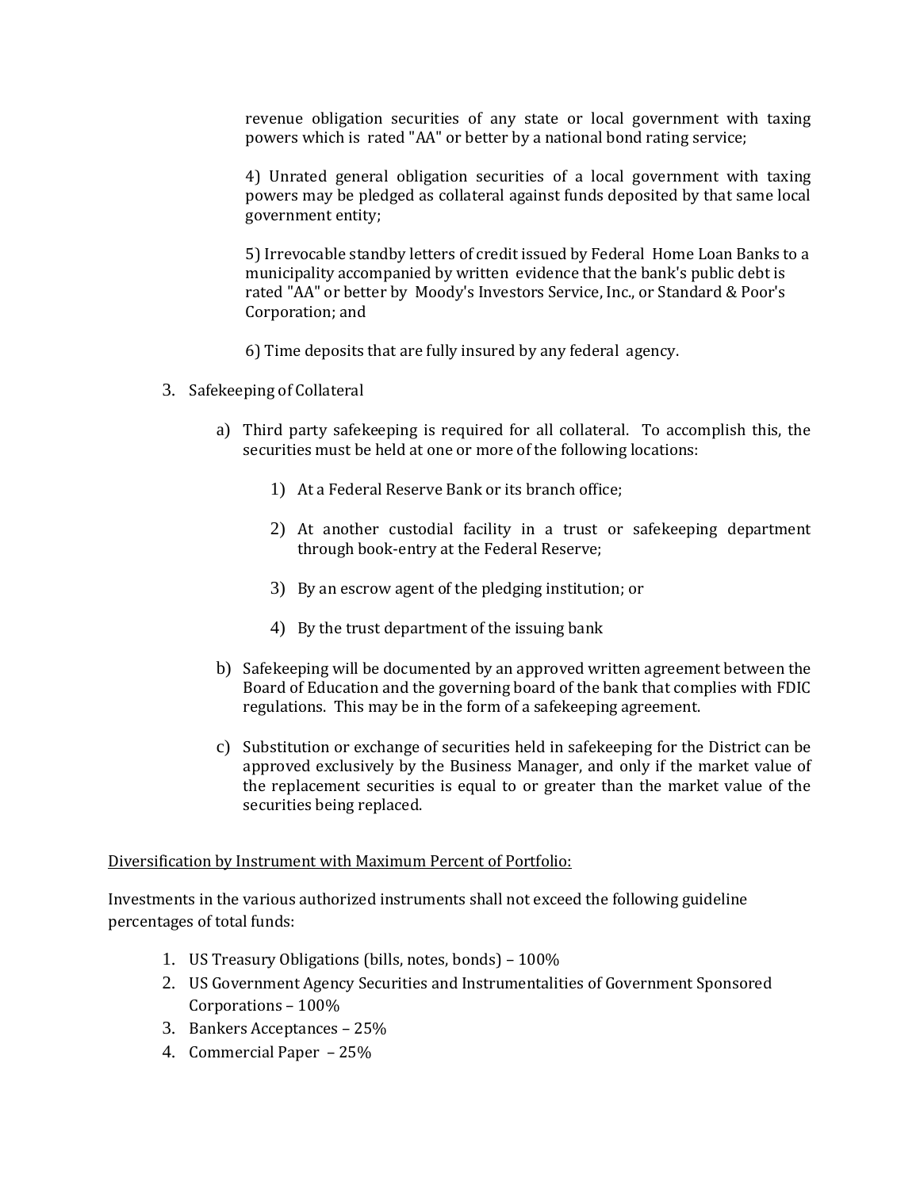revenue obligation securities of any state or local government with taxing powers which is rated "AA" or better by a national bond rating service;

4) Unrated general obligation securities of a local government with taxing powers may be pledged as collateral against funds deposited by that same local government entity;

5) Irrevocable standby letters of credit issued by Federal Home Loan Banks to a municipality accompanied by written evidence that the bank's public debt is rated "AA" or better by Moody's Investors Service, Inc., or Standard & Poor's Corporation; and

6) Time deposits that are fully insured by any federal agency.

3. Safekeeping of Collateral

   a) Third party safekeeping is required for all collateral. To accomplish this, the securities must be held at one or more of the following locations:

      1) At a Federal Reserve Bank or its branch office;

      2) At another custodial facility in a trust or safekeeping department through book-entry at the Federal Reserve;

      3) By an escrow agent of the pledging institution; or

      4) By the trust department of the issuing bank

   b) Safekeeping will be documented by an approved written agreement between the Board of Education and the governing board of the bank that complies with FDIC regulations. This may be in the form of a safekeeping agreement.

   c) Substitution or exchange of securities held in safekeeping for the District can be approved exclusively by the Business Manager, and only if the market value of the replacement securities is equal to or greater than the market value of the securities being replaced.

<u>Diversification by Instrument with Maximum Percent of Portfolio:</u>

Investments in the various authorized instruments shall not exceed the following guideline percentages of total funds:

1. US Treasury Obligations (bills, notes, bonds) – 100%
2. US Government Agency Securities and Instrumentalities of Government Sponsored Corporations – 100%
3. Bankers Acceptances – 25%
4. Commercial Paper – 25%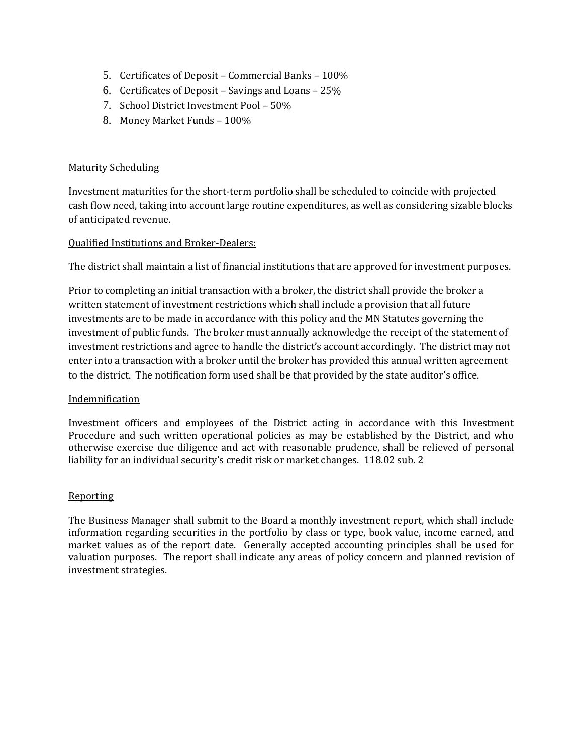5. Certificates of Deposit – Commercial Banks – 100%
6. Certificates of Deposit – Savings and Loans – 25%
7. School District Investment Pool – 50%
8. Money Market Funds – 100%

<u>Maturity Scheduling</u>

Investment maturities for the short-term portfolio shall be scheduled to coincide with projected cash flow need, taking into account large routine expenditures, as well as considering sizable blocks of anticipated revenue.

<u>Qualified Institutions and Broker-Dealers:</u>

The district shall maintain a list of financial institutions that are approved for investment purposes.

Prior to completing an initial transaction with a broker, the district shall provide the broker a written statement of investment restrictions which shall include a provision that all future investments are to be made in accordance with this policy and the MN Statutes governing the investment of public funds. The broker must annually acknowledge the receipt of the statement of investment restrictions and agree to handle the district's account accordingly. The district may not enter into a transaction with a broker until the broker has provided this annual written agreement to the district. The notification form used shall be that provided by the state auditor's office.

<u>Indemnification</u>

Investment officers and employees of the District acting in accordance with this Investment Procedure and such written operational policies as may be established by the District, and who otherwise exercise due diligence and act with reasonable prudence, shall be relieved of personal liability for an individual security's credit risk or market changes. 118.02 sub. 2

<u>Reporting</u>

The Business Manager shall submit to the Board a monthly investment report, which shall include information regarding securities in the portfolio by class or type, book value, income earned, and market values as of the report date. Generally accepted accounting principles shall be used for valuation purposes. The report shall indicate any areas of policy concern and planned revision of investment strategies.